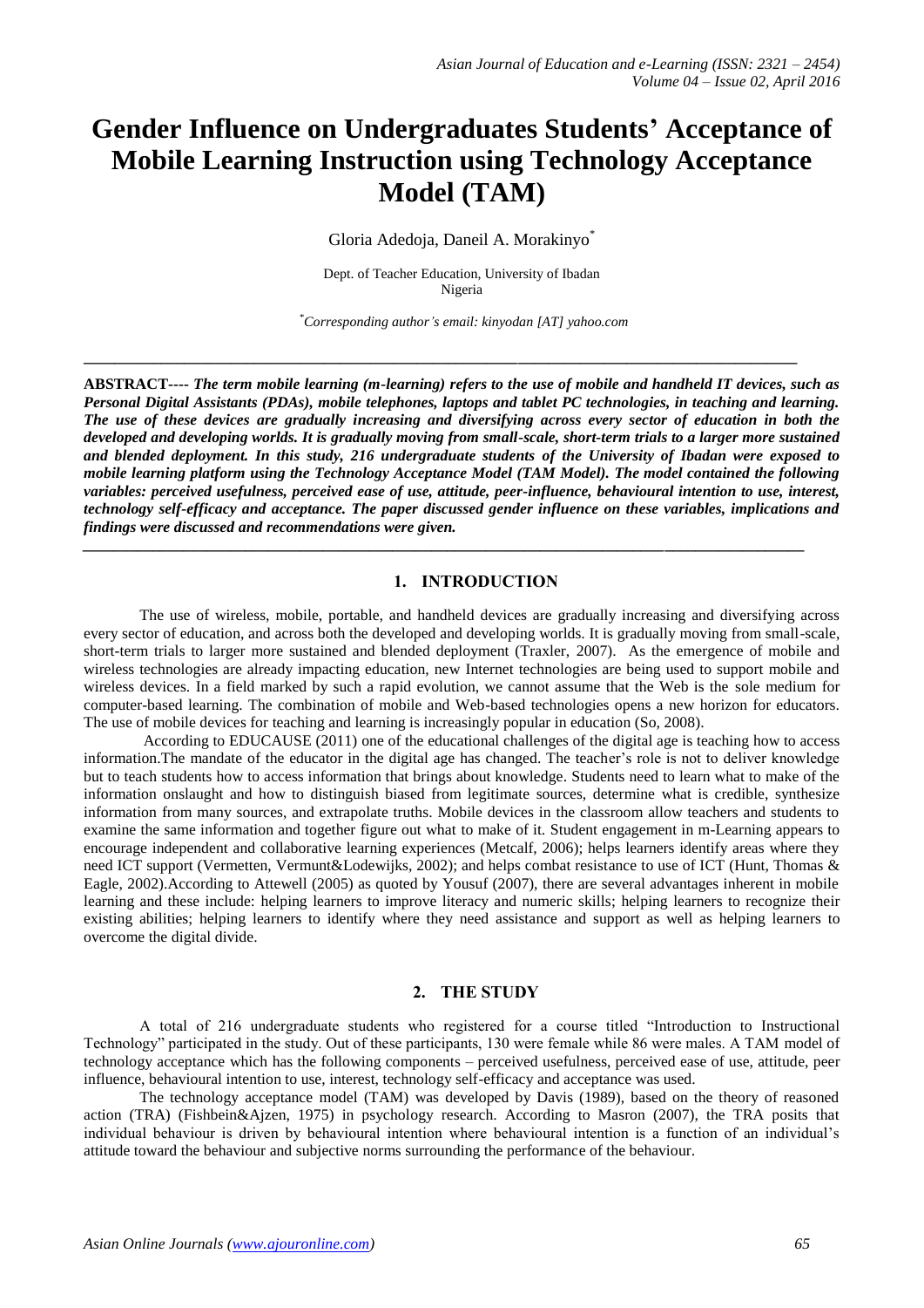# Gender Influence on Undergraduates Students' Acceptance of Mobile Learning Instruction using Technology Acceptance Model (TAM)

Gloria Adedoja, Daneil A. Morakinyo[*]

Dept. of Teacher Education, University of Ibadan
Nigeria

[*]*Corresponding author's email: kinyodan [AT] yahoo.com*

---

**ABSTRACT----** ***The term mobile learning (m-learning) refers to the use of mobile and handheld IT devices, such as Personal Digital Assistants (PDAs), mobile telephones, laptops and tablet PC technologies, in teaching and learning. The use of these devices are gradually increasing and diversifying across every sector of education in both the developed and developing worlds. It is gradually moving from small-scale, short-term trials to a larger more sustained and blended deployment. In this study, 216 undergraduate students of the University of Ibadan were exposed to mobile learning platform using the Technology Acceptance Model (TAM Model). The model contained the following variables: perceived usefulness, perceived ease of use, attitude, peer-influence, behavioural intention to use, interest, technology self-efficacy and acceptance. The paper discussed gender influence on these variables, implications and findings were discussed and recommendations were given.***

---

## 1. INTRODUCTION

The use of wireless, mobile, portable, and handheld devices are gradually increasing and diversifying across every sector of education, and across both the developed and developing worlds. It is gradually moving from small-scale, short-term trials to larger more sustained and blended deployment (Traxler, 2007). As the emergence of mobile and wireless technologies are already impacting education, new Internet technologies are being used to support mobile and wireless devices. In a field marked by such a rapid evolution, we cannot assume that the Web is the sole medium for computer-based learning. The combination of mobile and Web-based technologies opens a new horizon for educators. The use of mobile devices for teaching and learning is increasingly popular in education (So, 2008).

According to EDUCAUSE (2011) one of the educational challenges of the digital age is teaching how to access information.The mandate of the educator in the digital age has changed. The teacher's role is not to deliver knowledge but to teach students how to access information that brings about knowledge. Students need to learn what to make of the information onslaught and how to distinguish biased from legitimate sources, determine what is credible, synthesize information from many sources, and extrapolate truths. Mobile devices in the classroom allow teachers and students to examine the same information and together figure out what to make of it. Student engagement in m-Learning appears to encourage independent and collaborative learning experiences (Metcalf, 2006); helps learners identify areas where they need ICT support (Vermetten, Vermunt&Lodewijks, 2002); and helps combat resistance to use of ICT (Hunt, Thomas & Eagle, 2002).According to Attewell (2005) as quoted by Yousuf (2007), there are several advantages inherent in mobile learning and these include: helping learners to improve literacy and numeric skills; helping learners to recognize their existing abilities; helping learners to identify where they need assistance and support as well as helping learners to overcome the digital divide.

## 2. THE STUDY

A total of 216 undergraduate students who registered for a course titled "Introduction to Instructional Technology" participated in the study. Out of these participants, 130 were female while 86 were males. A TAM model of technology acceptance which has the following components – perceived usefulness, perceived ease of use, attitude, peer influence, behavioural intention to use, interest, technology self-efficacy and acceptance was used.

The technology acceptance model (TAM) was developed by Davis (1989), based on the theory of reasoned action (TRA) (Fishbein&Ajzen, 1975) in psychology research. According to Masron (2007), the TRA posits that individual behaviour is driven by behavioural intention where behavioural intention is a function of an individual's attitude toward the behaviour and subjective norms surrounding the performance of the behaviour.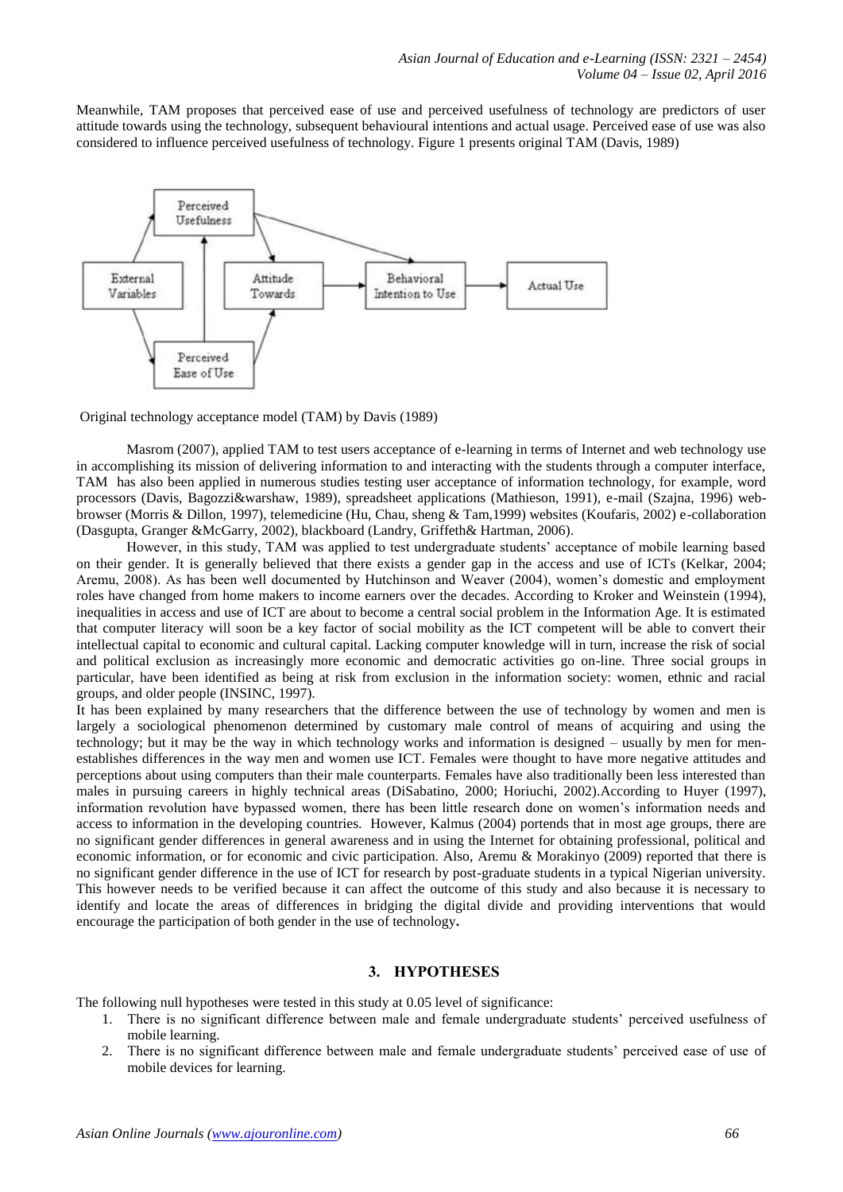Meanwhile, TAM proposes that perceived ease of use and perceived usefulness of technology are predictors of user attitude towards using the technology, subsequent behavioural intentions and actual usage. Perceived ease of use was also considered to influence perceived usefulness of technology. Figure 1 presents original TAM (Davis, 1989)

Original technology acceptance model (TAM) by Davis (1989)

Masrom (2007), applied TAM to test users acceptance of e-learning in terms of Internet and web technology use in accomplishing its mission of delivering information to and interacting with the students through a computer interface, TAM has also been applied in numerous studies testing user acceptance of information technology, for example, word processors (Davis, Bagozzi&warshaw, 1989), spreadsheet applications (Mathieson, 1991), e-mail (Szajna, 1996) web-browser (Morris & Dillon, 1997), telemedicine (Hu, Chau, sheng & Tam,1999) websites (Koufaris, 2002) e-collaboration (Dasgupta, Granger &McGarry, 2002), blackboard (Landry, Griffeth& Hartman, 2006).

However, in this study, TAM was applied to test undergraduate students' acceptance of mobile learning based on their gender. It is generally believed that there exists a gender gap in the access and use of ICTs (Kelkar, 2004; Aremu, 2008). As has been well documented by Hutchinson and Weaver (2004), women's domestic and employment roles have changed from home makers to income earners over the decades. According to Kroker and Weinstein (1994), inequalities in access and use of ICT are about to become a central social problem in the Information Age. It is estimated that computer literacy will soon be a key factor of social mobility as the ICT competent will be able to convert their intellectual capital to economic and cultural capital. Lacking computer knowledge will in turn, increase the risk of social and political exclusion as increasingly more economic and democratic activities go on-line. Three social groups in particular, have been identified as being at risk from exclusion in the information society: women, ethnic and racial groups, and older people (INSINC, 1997).

It has been explained by many researchers that the difference between the use of technology by women and men is largely a sociological phenomenon determined by customary male control of means of acquiring and using the technology; but it may be the way in which technology works and information is designed – usually by men for men-establishes differences in the way men and women use ICT. Females were thought to have more negative attitudes and perceptions about using computers than their male counterparts. Females have also traditionally been less interested than males in pursuing careers in highly technical areas (DiSabatino, 2000; Horiuchi, 2002).According to Huyer (1997), information revolution have bypassed women, there has been little research done on women's information needs and access to information in the developing countries. However, Kalmus (2004) portends that in most age groups, there are no significant gender differences in general awareness and in using the Internet for obtaining professional, political and economic information, or for economic and civic participation. Also, Aremu & Morakinyo (2009) reported that there is no significant gender difference in the use of ICT for research by post-graduate students in a typical Nigerian university. This however needs to be verified because it can affect the outcome of this study and also because it is necessary to identify and locate the areas of differences in bridging the digital divide and providing interventions that would encourage the participation of both gender in the use of technology**.**

## 3. HYPOTHESES

The following null hypotheses were tested in this study at 0.05 level of significance:

1. There is no significant difference between male and female undergraduate students' perceived usefulness of mobile learning.
2. There is no significant difference between male and female undergraduate students' perceived ease of use of mobile devices for learning.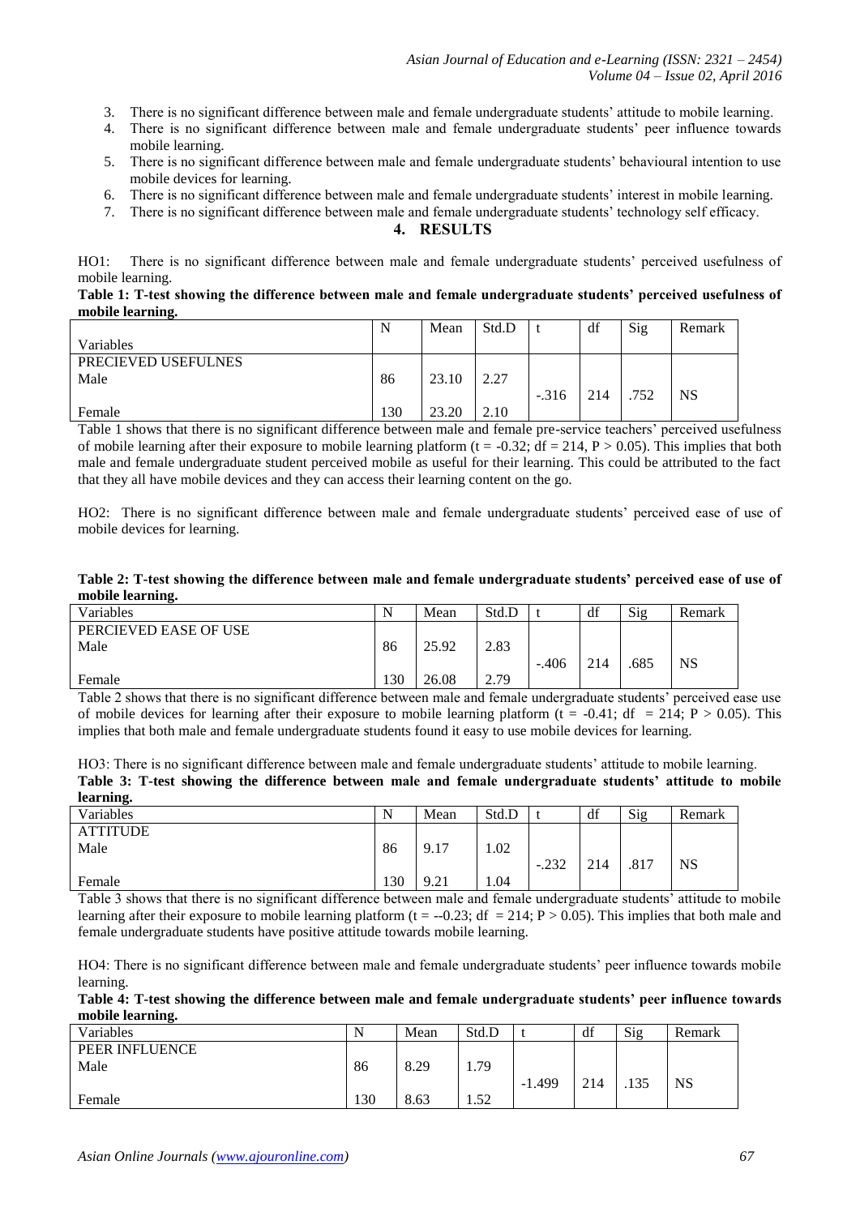3. There is no significant difference between male and female undergraduate students' attitude to mobile learning.
4. There is no significant difference between male and female undergraduate students' peer influence towards mobile learning.
5. There is no significant difference between male and female undergraduate students' behavioural intention to use mobile devices for learning.
6. There is no significant difference between male and female undergraduate students' interest in mobile learning.
7. There is no significant difference between male and female undergraduate students' technology self efficacy.

## 4. RESULTS

HO1: There is no significant difference between male and female undergraduate students' perceived usefulness of mobile learning.

**Table 1: T-test showing the difference between male and female undergraduate students' perceived usefulness of mobile learning.**

| Variables | N | Mean | Std.D | t | df | Sig | Remark |
|---|---|---|---|---|---|---|---|
| PRECIEVED USEFULNES | | | | | | | |
| Male | 86 | 23.10 | 2.27 | -.316 | 214 | .752 | NS |
| Female | 130 | 23.20 | 2.10 | | | | |

Table 1 shows that there is no significant difference between male and female pre-service teachers' perceived usefulness of mobile learning after their exposure to mobile learning platform ($t = -0.32$; $df = 214$, $P > 0.05$). This implies that both male and female undergraduate student perceived mobile as useful for their learning. This could be attributed to the fact that they all have mobile devices and they can access their learning content on the go.

HO2: There is no significant difference between male and female undergraduate students' perceived ease of use of mobile devices for learning.

**Table 2: T-test showing the difference between male and female undergraduate students' perceived ease of use of mobile learning.**

| Variables | N | Mean | Std.D | t | df | Sig | Remark |
|---|---|---|---|---|---|---|---|
| PERCIEVED EASE OF USE | | | | | | | |
| Male | 86 | 25.92 | 2.83 | -.406 | 214 | .685 | NS |
| Female | 130 | 26.08 | 2.79 | | | | |

Table 2 shows that there is no significant difference between male and female undergraduate students' perceived ease use of mobile devices for learning after their exposure to mobile learning platform ($t = -0.41$; $df = 214$; $P > 0.05$). This implies that both male and female undergraduate students found it easy to use mobile devices for learning.

HO3: There is no significant difference between male and female undergraduate students' attitude to mobile learning.

**Table 3: T-test showing the difference between male and female undergraduate students' attitude to mobile learning.**

| Variables | N | Mean | Std.D | t | df | Sig | Remark |
|---|---|---|---|---|---|---|---|
| ATTITUDE | | | | | | | |
| Male | 86 | 9.17 | 1.02 | -.232 | 214 | .817 | NS |
| Female | 130 | 9.21 | 1.04 | | | | |

Table 3 shows that there is no significant difference between male and female undergraduate students' attitude to mobile learning after their exposure to mobile learning platform ($t = --0.23$; $df = 214$; $P > 0.05$). This implies that both male and female undergraduate students have positive attitude towards mobile learning.

HO4: There is no significant difference between male and female undergraduate students' peer influence towards mobile learning.

**Table 4: T-test showing the difference between male and female undergraduate students' peer influence towards mobile learning.**

| Variables | N | Mean | Std.D | t | df | Sig | Remark |
|---|---|---|---|---|---|---|---|
| PEER INFLUENCE | | | | | | | |
| Male | 86 | 8.29 | 1.79 | -1.499 | 214 | .135 | NS |
| Female | 130 | 8.63 | 1.52 | | | | |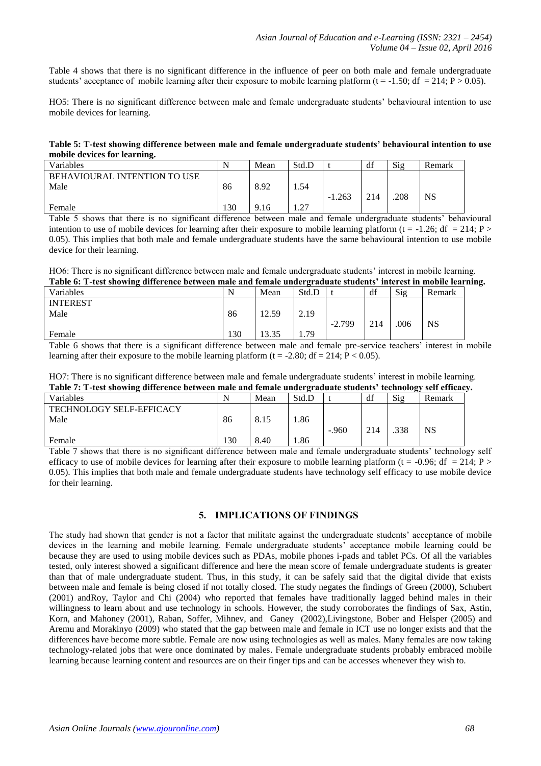Table 4 shows that there is no significant difference in the influence of peer on both male and female undergraduate students' acceptance of mobile learning after their exposure to mobile learning platform ($t = -1.50$; $df = 214$; $P > 0.05$).

HO5: There is no significant difference between male and female undergraduate students' behavioural intention to use mobile devices for learning.

**Table 5: T-test showing difference between male and female undergraduate students' behavioural intention to use mobile devices for learning.**

| Variables | N | Mean | Std.D | t | df | Sig | Remark |
|---|---|---|---|---|---|---|---|
| BEHAVIOURAL INTENTION TO USE | | | | | | | |
| Male | 86 | 8.92 | 1.54 | -1.263 | 214 | .208 | NS |
| Female | 130 | 9.16 | 1.27 | | | | |

Table 5 shows that there is no significant difference between male and female undergraduate students' behavioural intention to use of mobile devices for learning after their exposure to mobile learning platform ($t = -1.26$; $df = 214$; $P > 0.05$). This implies that both male and female undergraduate students have the same behavioural intention to use mobile device for their learning.

HO6: There is no significant difference between male and female undergraduate students' interest in mobile learning.

**Table 6: T-test showing difference between male and female undergraduate students' interest in mobile learning.**

| Variables | N | Mean | Std.D | t | df | Sig | Remark |
|---|---|---|---|---|---|---|---|
| INTEREST | | | | | | | |
| Male | 86 | 12.59 | 2.19 | -2.799 | 214 | .006 | NS |
| Female | 130 | 13.35 | 1.79 | | | | |

Table 6 shows that there is a significant difference between male and female pre-service teachers' interest in mobile learning after their exposure to the mobile learning platform ($t = -2.80$; $df = 214$; $P < 0.05$).

HO7: There is no significant difference between male and female undergraduate students' interest in mobile learning.

**Table 7: T-test showing difference between male and female undergraduate students' technology self efficacy.**

| Variables | N | Mean | Std.D | t | df | Sig | Remark |
|---|---|---|---|---|---|---|---|
| TECHNOLOGY SELF-EFFICACY | | | | | | | |
| Male | 86 | 8.15 | 1.86 | -.960 | 214 | .338 | NS |
| Female | 130 | 8.40 | 1.86 | | | | |

Table 7 shows that there is no significant difference between male and female undergraduate students' technology self efficacy to use of mobile devices for learning after their exposure to mobile learning platform ($t = -0.96$; $df = 214$; $P > 0.05$). This implies that both male and female undergraduate students have technology self efficacy to use mobile device for their learning.

## 5. IMPLICATIONS OF FINDINGS

The study had shown that gender is not a factor that militate against the undergraduate students' acceptance of mobile devices in the learning and mobile learning. Female undergraduate students' acceptance mobile learning could be because they are used to using mobile devices such as PDAs, mobile phones i-pads and tablet PCs. Of all the variables tested, only interest showed a significant difference and here the mean score of female undergraduate students is greater than that of male undergraduate student. Thus, in this study, it can be safely said that the digital divide that exists between male and female is being closed if not totally closed. The study negates the findings of Green (2000), Schubert (2001) andRoy, Taylor and Chi (2004) who reported that females have traditionally lagged behind males in their willingness to learn about and use technology in schools. However, the study corroborates the findings of Sax, Astin, Korn, and Mahoney (2001), Raban, Soffer, Mihnev, and Ganey (2002),Livingstone, Bober and Helsper (2005) and Aremu and Morakinyo (2009) who stated that the gap between male and female in ICT use no longer exists and that the differences have become more subtle. Female are now using technologies as well as males. Many females are now taking technology-related jobs that were once dominated by males. Female undergraduate students probably embraced mobile learning because learning content and resources are on their finger tips and can be accesses whenever they wish to.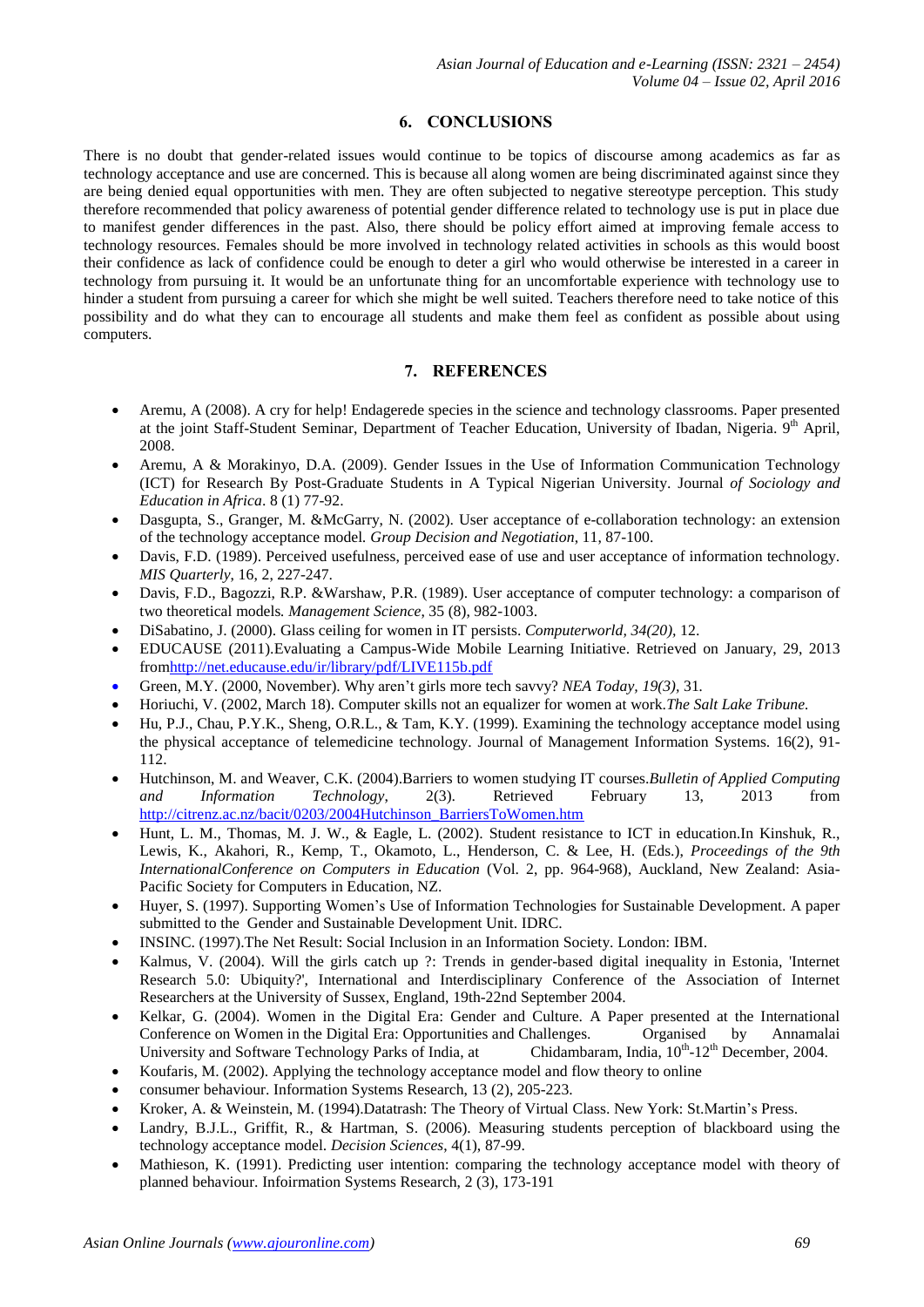## 6. CONCLUSIONS

There is no doubt that gender-related issues would continue to be topics of discourse among academics as far as technology acceptance and use are concerned. This is because all along women are being discriminated against since they are being denied equal opportunities with men. They are often subjected to negative stereotype perception. This study therefore recommended that policy awareness of potential gender difference related to technology use is put in place due to manifest gender differences in the past. Also, there should be policy effort aimed at improving female access to technology resources. Females should be more involved in technology related activities in schools as this would boost their confidence as lack of confidence could be enough to deter a girl who would otherwise be interested in a career in technology from pursuing it. It would be an unfortunate thing for an uncomfortable experience with technology use to hinder a student from pursuing a career for which she might be well suited. Teachers therefore need to take notice of this possibility and do what they can to encourage all students and make them feel as confident as possible about using computers.

## 7. REFERENCES

- Aremu, A (2008). A cry for help! Endagerede species in the science and technology classrooms. Paper presented at the joint Staff-Student Seminar, Department of Teacher Education, University of Ibadan, Nigeria. 9th April, 2008.
- Aremu, A & Morakinyo, D.A. (2009). Gender Issues in the Use of Information Communication Technology (ICT) for Research By Post-Graduate Students in A Typical Nigerian University. Journal *of Sociology and Education in Africa*. 8 (1) 77-92.
- Dasgupta, S., Granger, M. &McGarry, N. (2002). User acceptance of e-collaboration technology: an extension of the technology acceptance model. *Group Decision and Negotiation*, 11, 87-100.
- Davis, F.D. (1989). Perceived usefulness, perceived ease of use and user acceptance of information technology. *MIS Quarterly*, 16, 2, 227-247.
- Davis, F.D., Bagozzi, R.P. &Warshaw, P.R. (1989). User acceptance of computer technology: a comparison of two theoretical models. *Management Science*, 35 (8), 982-1003.
- DiSabatino, J. (2000). Glass ceiling for women in IT persists. *Computerworld, 34(20)*, 12.
- EDUCAUSE (2011).Evaluating a Campus-Wide Mobile Learning Initiative. Retrieved on January, 29, 2013 fromhttp://net.educause.edu/ir/library/pdf/LIVE115b.pdf
- Green, M.Y. (2000, November). Why aren't girls more tech savvy? *NEA Today, 19(3)*, 31.
- Horiuchi, V. (2002, March 18). Computer skills not an equalizer for women at work.*The Salt Lake Tribune*.
- Hu, P.J., Chau, P.Y.K., Sheng, O.R.L., & Tam, K.Y. (1999). Examining the technology acceptance model using the physical acceptance of telemedicine technology. Journal of Management Information Systems. 16(2), 91-112.
- Hutchinson, M. and Weaver, C.K. (2004).Barriers to women studying IT courses.*Bulletin of Applied Computing and Information Technology*, 2(3). Retrieved February 13, 2013 from http://citrenz.ac.nz/bacit/0203/2004Hutchinson_BarriersToWomen.htm
- Hunt, L. M., Thomas, M. J. W., & Eagle, L. (2002). Student resistance to ICT in education.In Kinshuk, R., Lewis, K., Akahori, R., Kemp, T., Okamoto, L., Henderson, C. & Lee, H. (Eds.), *Proceedings of the 9th InternationalConference on Computers in Education* (Vol. 2, pp. 964-968), Auckland, New Zealand: Asia-Pacific Society for Computers in Education, NZ.
- Huyer, S. (1997). Supporting Women's Use of Information Technologies for Sustainable Development. A paper submitted to the Gender and Sustainable Development Unit. IDRC.
- INSINC. (1997).The Net Result: Social Inclusion in an Information Society. London: IBM.
- Kalmus, V. (2004). Will the girls catch up ?: Trends in gender-based digital inequality in Estonia, 'Internet Research 5.0: Ubiquity?', International and Interdisciplinary Conference of the Association of Internet Researchers at the University of Sussex, England, 19th-22nd September 2004.
- Kelkar, G. (2004). Women in the Digital Era: Gender and Culture. A Paper presented at the International Conference on Women in the Digital Era: Opportunities and Challenges. Organised by Annamalai University and Software Technology Parks of India, at Chidambaram, India, 10th-12th December, 2004.
- Koufaris, M. (2002). Applying the technology acceptance model and flow theory to online
- consumer behaviour. Information Systems Research, 13 (2), 205-223.
- Kroker, A. & Weinstein, M. (1994).Datatrash: The Theory of Virtual Class. New York: St.Martin's Press.
- Landry, B.J.L., Griffit, R., & Hartman, S. (2006). Measuring students perception of blackboard using the technology acceptance model. *Decision Sciences*, 4(1), 87-99.
- Mathieson, K. (1991). Predicting user intention: comparing the technology acceptance model with theory of planned behaviour. Infoirmation Systems Research, 2 (3), 173-191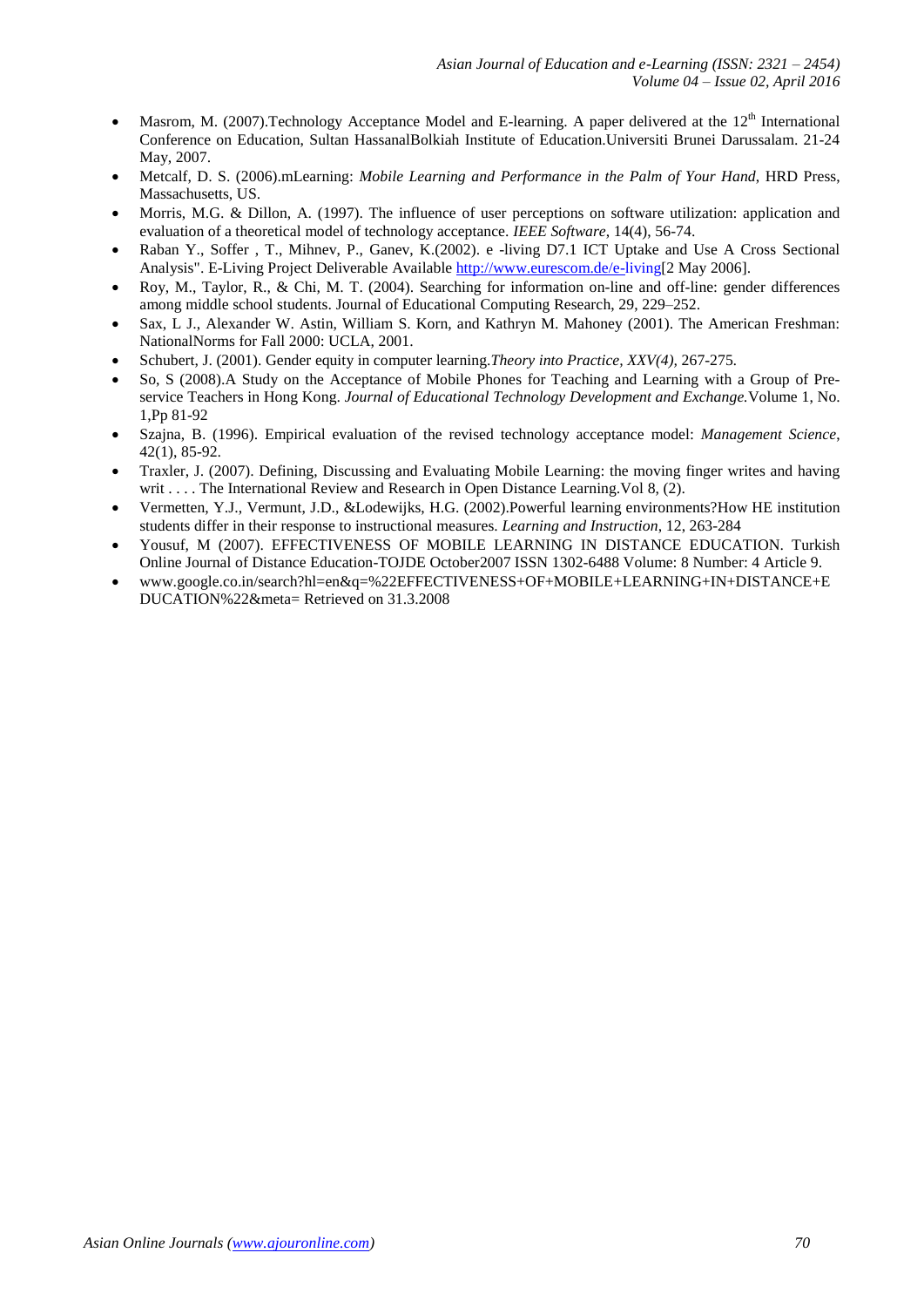- Masrom, M. (2007).Technology Acceptance Model and E-learning. A paper delivered at the 12th International Conference on Education, Sultan HassanalBolkiah Institute of Education.Universiti Brunei Darussalam. 21-24 May, 2007.
- Metcalf, D. S. (2006).mLearning: *Mobile Learning and Performance in the Palm of Your Hand*, HRD Press, Massachusetts, US.
- Morris, M.G. & Dillon, A. (1997). The influence of user perceptions on software utilization: application and evaluation of a theoretical model of technology acceptance. *IEEE Software*, 14(4), 56-74.
- Raban Y., Soffer , T., Mihnev, P., Ganev, K.(2002). e -living D7.1 ICT Uptake and Use A Cross Sectional Analysis". E-Living Project Deliverable Available [http://www.eurescom.de/e-living](http://www.eurescom.de/e-living)[2 May 2006].
- Roy, M., Taylor, R., & Chi, M. T. (2004). Searching for information on-line and off-line: gender differences among middle school students. Journal of Educational Computing Research, 29, 229–252.
- Sax, L J., Alexander W. Astin, William S. Korn, and Kathryn M. Mahoney (2001). The American Freshman: NationalNorms for Fall 2000: UCLA, 2001.
- Schubert, J. (2001). Gender equity in computer learning.*Theory into Practice, XXV(4)*, 267-275.
- So, S (2008).A Study on the Acceptance of Mobile Phones for Teaching and Learning with a Group of Pre-service Teachers in Hong Kong. *Journal of Educational Technology Development and Exchange.*Volume 1, No. 1,Pp 81-92
- Szajna, B. (1996). Empirical evaluation of the revised technology acceptance model: *Management Science*, 42(1), 85-92.
- Traxler, J. (2007). Defining, Discussing and Evaluating Mobile Learning: the moving finger writes and having writ . . . . The International Review and Research in Open Distance Learning.Vol 8, (2).
- Vermetten, Y.J., Vermunt, J.D., &Lodewijks, H.G. (2002).Powerful learning environments?How HE institution students differ in their response to instructional measures. *Learning and Instruction*, 12, 263-284
- Yousuf, M (2007). EFFECTIVENESS OF MOBILE LEARNING IN DISTANCE EDUCATION. Turkish Online Journal of Distance Education-TOJDE October2007 ISSN 1302-6488 Volume: 8 Number: 4 Article 9.
- www.google.co.in/search?hl=en&q=%22EFFECTIVENESS+OF+MOBILE+LEARNING+IN+DISTANCE+EDUCATION%22&meta= Retrieved on 31.3.2008